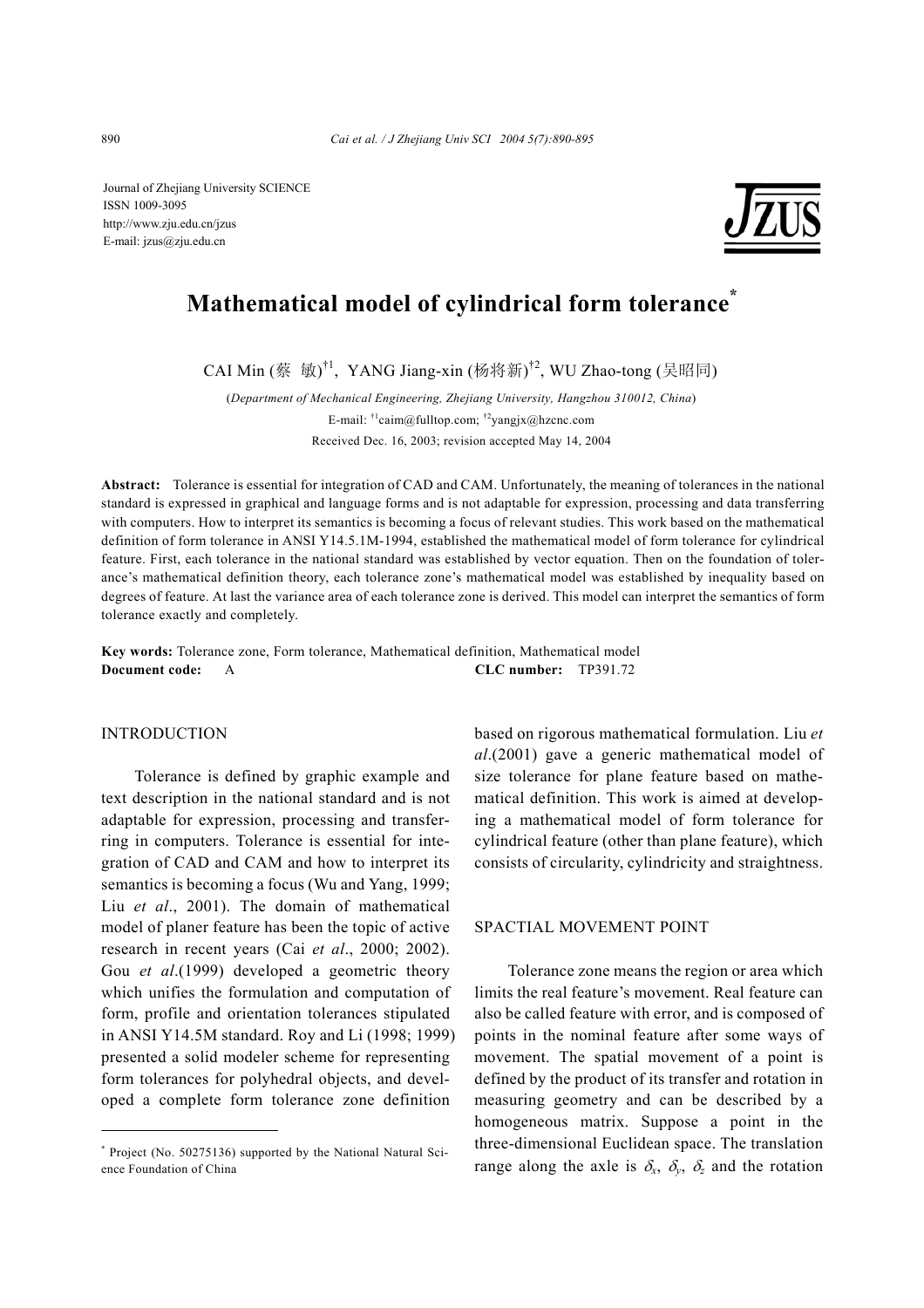Journal of Zhejiang University SCIENCE
ISSN 1009-3095
http://www.zju.edu.cn/jzus
E-mail: jzus@zju.edu.cn

# Mathematical model of cylindrical form tolerance*

CAI Min (蔡 敏)[†1], YANG Jiang-xin (杨将新)[†2], WU Zhao-tong (吴昭同)

(*Department of Mechanical Engineering, Zhejiang University, Hangzhou 310012, China*)

E-mail: [†1]caim@fulltop.com; [†2]yangjx@hzcnc.com

Received Dec. 16, 2003; revision accepted May 14, 2004

**Abstract:** Tolerance is essential for integration of CAD and CAM. Unfortunately, the meaning of tolerances in the national standard is expressed in graphical and language forms and is not adaptable for expression, processing and data transferring with computers. How to interpret its semantics is becoming a focus of relevant studies. This work based on the mathematical definition of form tolerance in ANSI Y14.5.1M-1994, established the mathematical model of form tolerance for cylindrical feature. First, each tolerance in the national standard was established by vector equation. Then on the foundation of tolerance's mathematical definition theory, each tolerance zone's mathematical model was established by inequality based on degrees of feature. At last the variance area of each tolerance zone is derived. This model can interpret the semantics of form tolerance exactly and completely.

**Key words:** Tolerance zone, Form tolerance, Mathematical definition, Mathematical model

**Document code:** A **CLC number:** TP391.72

## INTRODUCTION

Tolerance is defined by graphic example and text description in the national standard and is not adaptable for expression, processing and transferring in computers. Tolerance is essential for integration of CAD and CAM and how to interpret its semantics is becoming a focus (Wu and Yang, 1999; Liu *et al*., 2001). The domain of mathematical model of planer feature has been the topic of active research in recent years (Cai *et al*., 2000; 2002). Gou *et al*.(1999) developed a geometric theory which unifies the formulation and computation of form, profile and orientation tolerances stipulated in ANSI Y14.5M standard. Roy and Li (1998; 1999) presented a solid modeler scheme for representing form tolerances for polyhedral objects, and developed a complete form tolerance zone definition based on rigorous mathematical formulation. Liu *et al*.(2001) gave a generic mathematical model of size tolerance for plane feature based on mathematical definition. This work is aimed at developing a mathematical model of form tolerance for cylindrical feature (other than plane feature), which consists of circularity, cylindricity and straightness.

## SPACTIAL MOVEMENT POINT

Tolerance zone means the region or area which limits the real feature's movement. Real feature can also be called feature with error, and is composed of points in the nominal feature after some ways of movement. The spatial movement of a point is defined by the product of its transfer and rotation in measuring geometry and can be described by a homogeneous matrix. Suppose a point in the three-dimensional Euclidean space. The translation range along the axle is $\delta_x$, $\delta_y$, $\delta_z$ and the rotation

---

* Project (No. 50275136) supported by the National Natural Science Foundation of China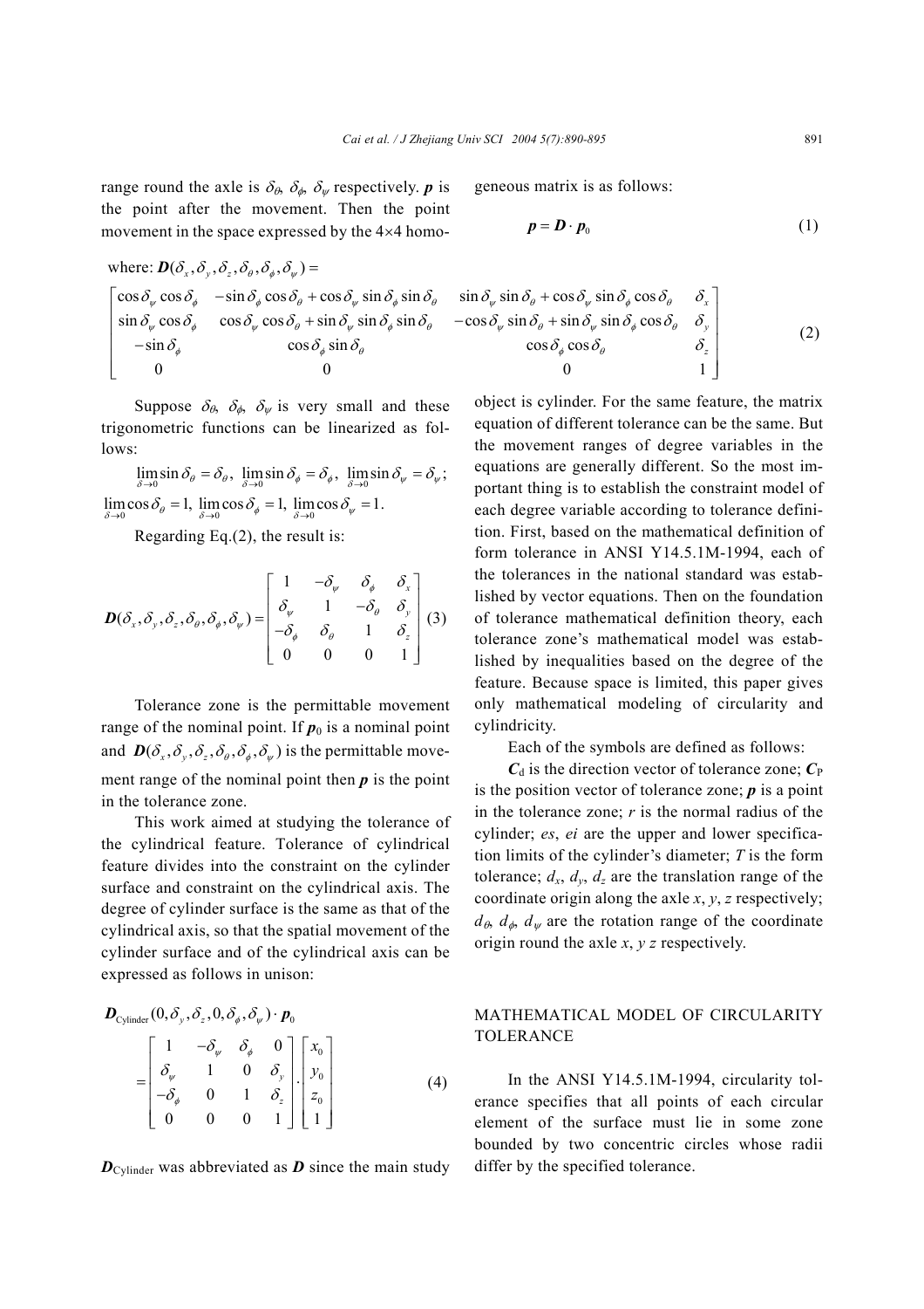range round the axle is $\delta_\theta$, $\delta_\phi$, $\delta_\psi$ respectively. $\boldsymbol{p}$ is the point after the movement. Then the point movement in the space expressed by the 4×4 homogeneous matrix is as follows:

$$\boldsymbol{p} = \boldsymbol{D} \cdot \boldsymbol{p}_0 \tag{1}$$

where: $\boldsymbol{D}(\delta_x, \delta_y, \delta_z, \delta_\theta, \delta_\phi, \delta_\psi) =$

$$\begin{bmatrix} \cos\delta_\psi \cos\delta_\phi & -\sin\delta_\phi \cos\delta_\theta + \cos\delta_\psi \sin\delta_\phi \sin\delta_\theta & \sin\delta_\psi \sin\delta_\theta + \cos\delta_\psi \sin\delta_\phi \cos\delta_\theta & \delta_x \\ \sin\delta_\psi \cos\delta_\phi & \cos\delta_\psi \cos\delta_\theta + \sin\delta_\psi \sin\delta_\phi \sin\delta_\theta & -\cos\delta_\psi \sin\delta_\theta + \sin\delta_\psi \sin\delta_\phi \cos\delta_\theta & \delta_y \\ -\sin\delta_\phi & \cos\delta_\phi \sin\delta_\theta & \cos\delta_\phi \cos\delta_\theta & \delta_z \\ 0 & 0 & 0 & 1 \end{bmatrix} \tag{2}$$

Suppose $\delta_\theta$, $\delta_\phi$, $\delta_\psi$ is very small and these trigonometric functions can be linearized as follows:

$$\lim_{\delta\to 0}\sin\delta_\theta = \delta_\theta,\ \lim_{\delta\to 0}\sin\delta_\phi = \delta_\phi,\ \lim_{\delta\to 0}\sin\delta_\psi = \delta_\psi;$$

$$\lim_{\delta\to 0}\cos\delta_\theta = 1,\ \lim_{\delta\to 0}\cos\delta_\phi = 1,\ \lim_{\delta\to 0}\cos\delta_\psi = 1.$$

Regarding Eq.(2), the result is:

$$\boldsymbol{D}(\delta_x, \delta_y, \delta_z, \delta_\theta, \delta_\phi, \delta_\psi) = \begin{bmatrix} 1 & -\delta_\psi & \delta_\phi & \delta_x \\ \delta_\psi & 1 & -\delta_\theta & \delta_y \\ -\delta_\phi & \delta_\theta & 1 & \delta_z \\ 0 & 0 & 0 & 1 \end{bmatrix} \tag{3}$$

Tolerance zone is the permittable movement range of the nominal point. If $\boldsymbol{p}_0$ is a nominal point and $\boldsymbol{D}(\delta_x, \delta_y, \delta_z, \delta_\theta, \delta_\phi, \delta_\psi)$ is the permittable movement range of the nominal point then $\boldsymbol{p}$ is the point in the tolerance zone.

This work aimed at studying the tolerance of the cylindrical feature. Tolerance of cylindrical feature divides into the constraint on the cylinder surface and constraint on the cylindrical axis. The degree of cylinder surface is the same as that of the cylindrical axis, so that the spatial movement of the cylinder surface and of the cylindrical axis can be expressed as follows in unison:

$$\boldsymbol{D}_{\text{Cylinder}}(0, \delta_y, \delta_z, 0, \delta_\phi, \delta_\psi) \cdot \boldsymbol{p}_0 = \begin{bmatrix} 1 & -\delta_\psi & \delta_\phi & 0 \\ \delta_\psi & 1 & 0 & \delta_y \\ -\delta_\phi & 0 & 1 & \delta_z \\ 0 & 0 & 0 & 1 \end{bmatrix} \cdot \begin{bmatrix} x_0 \\ y_0 \\ z_0 \\ 1 \end{bmatrix} \tag{4}$$

$\boldsymbol{D}_{\text{Cylinder}}$ was abbreviated as $\boldsymbol{D}$ since the main study object is cylinder. For the same feature, the matrix equation of different tolerance can be the same. But the movement ranges of degree variables in the equations are generally different. So the most important thing is to establish the constraint model of each degree variable according to tolerance definition. First, based on the mathematical definition of form tolerance in ANSI Y14.5.1M-1994, each of the tolerances in the national standard was established by vector equations. Then on the foundation of tolerance mathematical definition theory, each tolerance zone's mathematical model was established by inequalities based on the degree of the feature. Because space is limited, this paper gives only mathematical modeling of circularity and cylindricity.

Each of the symbols are defined as follows:

$\boldsymbol{C}_\text{d}$ is the direction vector of tolerance zone; $\boldsymbol{C}_\text{P}$ is the position vector of tolerance zone; $\boldsymbol{p}$ is a point in the tolerance zone; $r$ is the normal radius of the cylinder; $es$, $ei$ are the upper and lower specification limits of the cylinder's diameter; $T$ is the form tolerance; $d_x$, $d_y$, $d_z$ are the translation range of the coordinate origin along the axle $x$, $y$, $z$ respectively; $d_\theta$, $d_\phi$, $d_\psi$ are the rotation range of the coordinate origin round the axle $x$, $y$ $z$ respectively.

## MATHEMATICAL MODEL OF CIRCULARITY TOLERANCE

In the ANSI Y14.5.1M-1994, circularity tolerance specifies that all points of each circular element of the surface must lie in some zone bounded by two concentric circles whose radii differ by the specified tolerance.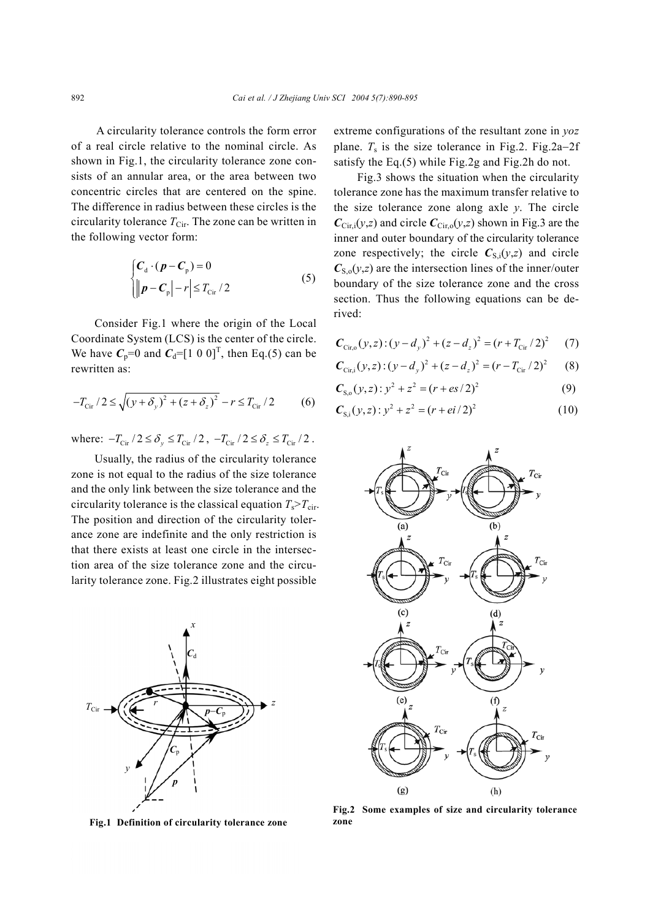A circularity tolerance controls the form error of a real circle relative to the nominal circle. As shown in Fig.1, the circularity tolerance zone consists of an annular area, or the area between two concentric circles that are centered on the spine. The difference in radius between these circles is the circularity tolerance $T_{\mathrm{Cir}}$. The zone can be written in the following vector form:

$$\begin{cases} \boldsymbol{C}_{\mathrm{d}} \cdot (\boldsymbol{p} - \boldsymbol{C}_{\mathrm{p}}) = 0 \\ \left| \left\| \boldsymbol{p} - \boldsymbol{C}_{\mathrm{p}} \right| - r \right| \le T_{\mathrm{Cir}} / 2 \end{cases} \tag{5}$$

Consider Fig.1 where the origin of the Local Coordinate System (LCS) is the center of the circle. We have $\boldsymbol{C}_{\mathrm{p}}=0$ and $\boldsymbol{C}_{\mathrm{d}}=[1\ 0\ 0]^{\mathrm{T}}$, then Eq.(5) can be rewritten as:

$$-T_{\mathrm{Cir}}/2 \le \sqrt{(y+\delta_y)^2 + (z+\delta_z)^2} - r \le T_{\mathrm{Cir}}/2 \tag{6}$$

where: $-T_{\mathrm{Cir}}/2 \le \delta_y \le T_{\mathrm{Cir}}/2$, $-T_{\mathrm{Cir}}/2 \le \delta_z \le T_{\mathrm{Cir}}/2$.

Usually, the radius of the circularity tolerance zone is not equal to the radius of the size tolerance and the only link between the size tolerance and the circularity tolerance is the classical equation $T_{\mathrm{s}} > T_{\mathrm{cir}}$. The position and direction of the circularity tolerance zone are indefinite and the only restriction is that there exists at least one circle in the intersection area of the size tolerance zone and the circularity tolerance zone. Fig.2 illustrates eight possible extreme configurations of the resultant zone in *yoz* plane. $T_{\mathrm{s}}$ is the size tolerance in Fig.2. Fig.2a–2f satisfy the Eq.(5) while Fig.2g and Fig.2h do not.

Fig.3 shows the situation when the circularity tolerance zone has the maximum transfer relative to the size tolerance zone along axle *y*. The circle $\boldsymbol{C}_{\mathrm{Cir,i}}(y,z)$ and circle $\boldsymbol{C}_{\mathrm{Cir,o}}(y,z)$ shown in Fig.3 are the inner and outer boundary of the circularity tolerance zone respectively; the circle $\boldsymbol{C}_{\mathrm{S,i}}(y,z)$ and circle $\boldsymbol{C}_{\mathrm{S,o}}(y,z)$ are the intersection lines of the inner/outer boundary of the size tolerance zone and the cross section. Thus the following equations can be derived:

$$\boldsymbol{C}_{\mathrm{Cir,o}}(y,z): (y-d_y)^2 + (z-d_z)^2 = (r + T_{\mathrm{Cir}}/2)^2 \tag{7}$$

$$\boldsymbol{C}_{\mathrm{Cir,i}}(y,z): (y-d_y)^2 + (z-d_z)^2 = (r - T_{\mathrm{Cir}}/2)^2 \tag{8}$$

$$\boldsymbol{C}_{\mathrm{S,o}}(y,z): y^2 + z^2 = (r + es/2)^2 \tag{9}$$

$$\boldsymbol{C}_{\mathrm{S,i}}(y,z): y^2 + z^2 = (r + ei/2)^2 \tag{10}$$

**Fig.1 Definition of circularity tolerance zone**

**Fig.2 Some examples of size and circularity tolerance zone**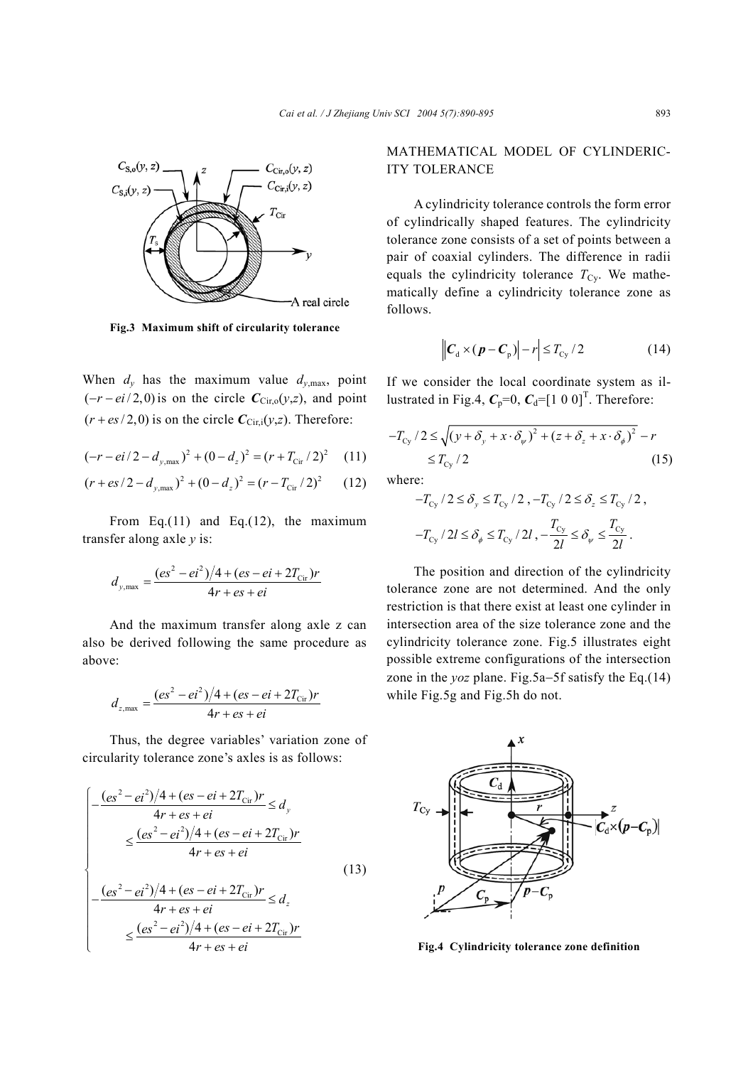Fig.3 Maximum shift of circularity tolerance

When $d_y$ has the maximum value $d_{y,\max}$, point $(-r-ei/2, 0)$ is on the circle $\boldsymbol{C}_{\text{Cir,o}}(y,z)$, and point $(r+es/2, 0)$ is on the circle $\boldsymbol{C}_{\text{Cir,i}}(y,z)$. Therefore:

$$(-r-ei/2-d_{y,\max})^2+(0-d_z)^2=(r+T_{\text{Cir}}/2)^2 \tag{11}$$

$$(r+es/2-d_{y,\max})^2+(0-d_z)^2=(r-T_{\text{Cir}}/2)^2 \tag{12}$$

From Eq.(11) and Eq.(12), the maximum transfer along axle $y$ is:

$$d_{y,\max}=\frac{(es^2-ei^2)/4+(es-ei+2T_{\text{Cir}})r}{4r+es+ei}$$

And the maximum transfer along axle z can also be derived following the same procedure as above:

$$d_{z,\max}=\frac{(es^2-ei^2)/4+(es-ei+2T_{\text{Cir}})r}{4r+es+ei}$$

Thus, the degree variables' variation zone of circularity tolerance zone's axles is as follows:

$$\begin{cases} -\dfrac{(es^2-ei^2)/4+(es-ei+2T_{\text{Cir}})r}{4r+es+ei}\le d_y \\ \qquad \le \dfrac{(es^2-ei^2)/4+(es-ei+2T_{\text{Cir}})r}{4r+es+ei} \\ -\dfrac{(es^2-ei^2)/4+(es-ei+2T_{\text{Cir}})r}{4r+es+ei}\le d_z \\ \qquad \le \dfrac{(es^2-ei^2)/4+(es-ei+2T_{\text{Cir}})r}{4r+es+ei} \end{cases} \tag{13}$$

## MATHEMATICAL MODEL OF CYLINDERICITY TOLERANCE

A cylindricity tolerance controls the form error of cylindrically shaped features. The cylindricity tolerance zone consists of a set of points between a pair of coaxial cylinders. The difference in radii equals the cylindricity tolerance $T_{\text{Cy}}$. We mathematically define a cylindricity tolerance zone as follows.

$$\left|\left|\boldsymbol{C}_{\text{d}}\times(\boldsymbol{p}-\boldsymbol{C}_{\text{p}})\right|-r\right|\le T_{\text{Cy}}/2 \tag{14}$$

If we consider the local coordinate system as illustrated in Fig.4, $\boldsymbol{C}_{\text{p}}=0$, $\boldsymbol{C}_{\text{d}}=[1\ 0\ 0]^{\text{T}}$. Therefore:

$$-T_{\text{Cy}}/2\le\sqrt{(y+\delta_y+x\cdot\delta_\psi)^2+(z+\delta_z+x\cdot\delta_\phi)^2}-r \le T_{\text{Cy}}/2 \tag{15}$$

where:

$$-T_{\text{Cy}}/2\le\delta_y\le T_{\text{Cy}}/2,\ -T_{\text{Cy}}/2\le\delta_z\le T_{\text{Cy}}/2,$$

$$-T_{\text{Cy}}/2l\le\delta_\phi\le T_{\text{Cy}}/2l,\ -\frac{T_{\text{Cy}}}{2l}\le\delta_\psi\le\frac{T_{\text{Cy}}}{2l}.$$

The position and direction of the cylindricity tolerance zone are not determined. And the only restriction is that there exist at least one cylinder in intersection area of the size tolerance zone and the cylindricity tolerance zone. Fig.5 illustrates eight possible extreme configurations of the intersection zone in the *yoz* plane. Fig.5a–5f satisfy the Eq.(14) while Fig.5g and Fig.5h do not.

Fig.4 Cylindricity tolerance zone definition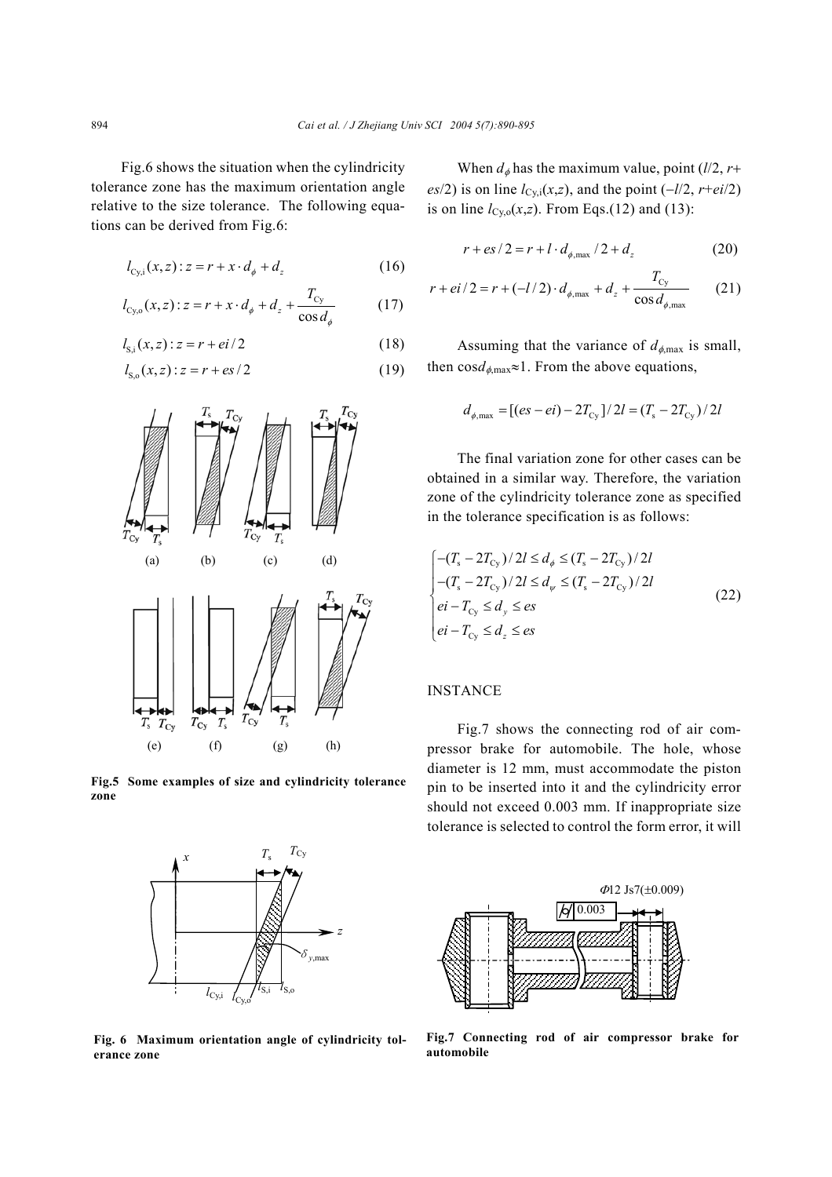Fig.6 shows the situation when the cylindricity tolerance zone has the maximum orientation angle relative to the size tolerance. The following equations can be derived from Fig.6:

$$l_{\mathrm{Cy,i}}(x,z): z = r + x\cdot d_\phi + d_z \tag{16}$$

$$l_{\mathrm{Cy,o}}(x,z): z = r + x\cdot d_\phi + d_z + \frac{T_{\mathrm{Cy}}}{\cos d_\phi} \tag{17}$$

$$l_{\mathrm{S,i}}(x,z): z = r + ei/2 \tag{18}$$

$$l_{\mathrm{S,o}}(x,z): z = r + es/2 \tag{19}$$

Fig.5 Some examples of size and cylindricity tolerance zone

Fig. 6 Maximum orientation angle of cylindricity tolerance zone

When $d_\phi$ has the maximum value, point ($l/2$, $r+es/2$) is on line $l_{\mathrm{Cy,i}}(x,z)$, and the point ($-l/2$, $r+ei/2$) is on line $l_{\mathrm{Cy,o}}(x,z)$. From Eqs.(12) and (13):

$$r + es/2 = r + l\cdot d_{\phi,\max}/2 + d_z \tag{20}$$

$$r + ei/2 = r + (-l/2)\cdot d_{\phi,\max} + d_z + \frac{T_{\mathrm{Cy}}}{\cos d_{\phi,\max}} \tag{21}$$

Assuming that the variance of $d_{\phi,\max}$ is small, then $\cos d_{\phi,\max}\approx 1$. From the above equations,

$$d_{\phi,\max} = [(es - ei) - 2T_{\mathrm{Cy}}]/2l = (T_{\mathrm{s}} - 2T_{\mathrm{Cy}})/2l$$

The final variation zone for other cases can be obtained in a similar way. Therefore, the variation zone of the cylindricity tolerance zone as specified in the tolerance specification is as follows:

$$\begin{cases} -(T_{\mathrm{s}} - 2T_{\mathrm{Cy}})/2l \le d_\phi \le (T_{\mathrm{s}} - 2T_{\mathrm{Cy}})/2l \\ -(T_{\mathrm{s}} - 2T_{\mathrm{Cy}})/2l \le d_\psi \le (T_{\mathrm{s}} - 2T_{\mathrm{Cy}})/2l \\ ei - T_{\mathrm{Cy}} \le d_y \le es \\ ei - T_{\mathrm{Cy}} \le d_z \le es \end{cases} \tag{22}$$

## INSTANCE

Fig.7 shows the connecting rod of air compressor brake for automobile. The hole, whose diameter is 12 mm, must accommodate the piston pin to be inserted into it and the cylindricity error should not exceed 0.003 mm. If inappropriate size tolerance is selected to control the form error, it will

Fig.7 Connecting rod of air compressor brake for automobile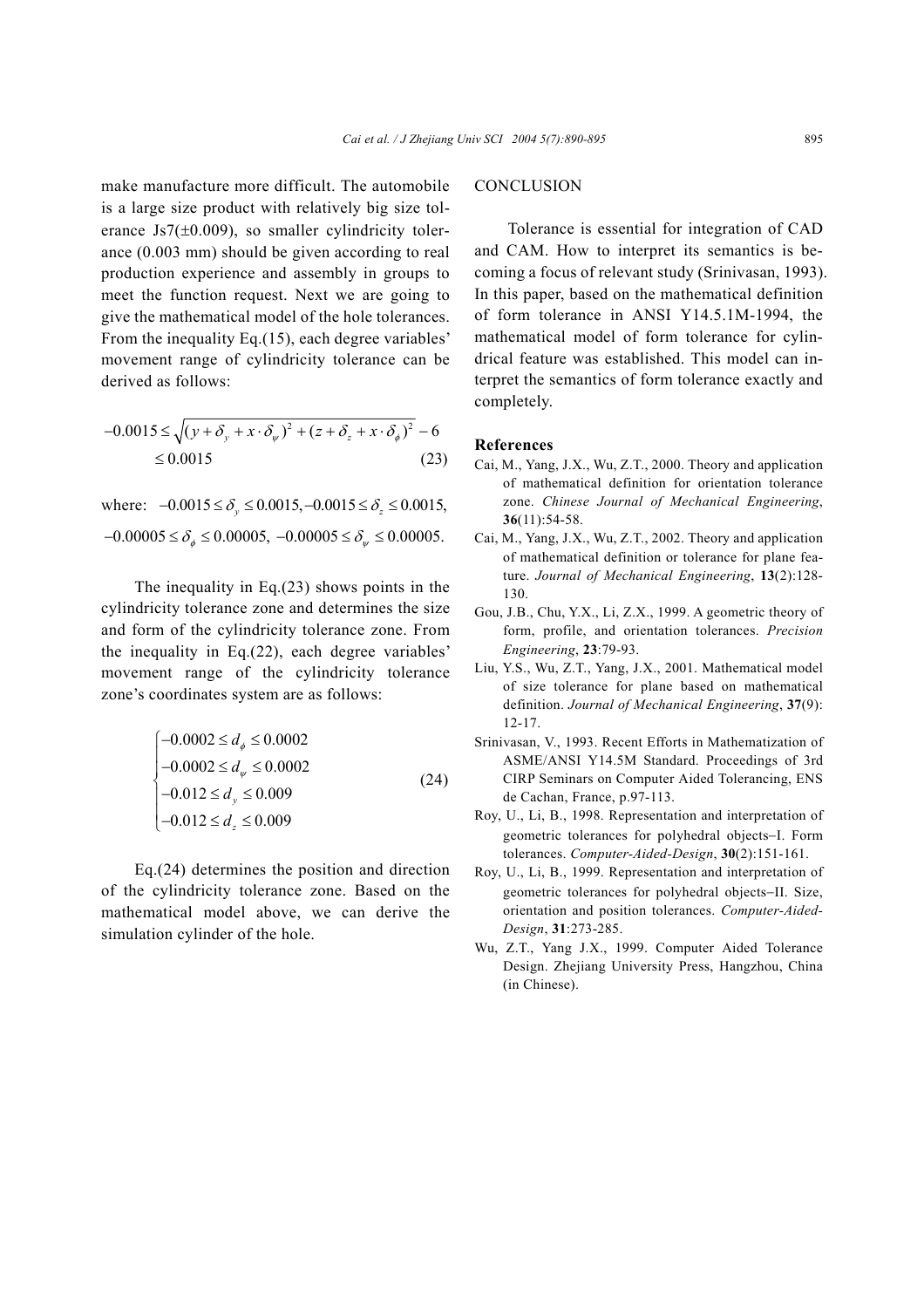make manufacture more difficult. The automobile is a large size product with relatively big size tolerance Js7(±0.009), so smaller cylindricity tolerance (0.003 mm) should be given according to real production experience and assembly in groups to meet the function request. Next we are going to give the mathematical model of the hole tolerances. From the inequality Eq.(15), each degree variables' movement range of cylindricity tolerance can be derived as follows:

$$-0.0015 \leq \sqrt{(y+\delta_y + x\cdot\delta_\psi)^2 + (z+\delta_z + x\cdot\delta_\phi)^2} - 6 \leq 0.0015 \tag{23}$$

where: $-0.0015 \leq \delta_y \leq 0.0015, -0.0015 \leq \delta_z \leq 0.0015,$ $-0.00005 \leq \delta_\phi \leq 0.00005,\ -0.00005 \leq \delta_\psi \leq 0.00005.$

The inequality in Eq.(23) shows points in the cylindricity tolerance zone and determines the size and form of the cylindricity tolerance zone. From the inequality in Eq.(22), each degree variables' movement range of the cylindricity tolerance zone's coordinates system are as follows:

$$\begin{cases} -0.0002 \leq d_\phi \leq 0.0002 \\ -0.0002 \leq d_\psi \leq 0.0002 \\ -0.012 \leq d_y \leq 0.009 \\ -0.012 \leq d_z \leq 0.009 \end{cases} \tag{24}$$

Eq.(24) determines the position and direction of the cylindricity tolerance zone. Based on the mathematical model above, we can derive the simulation cylinder of the hole.

## CONCLUSION

Tolerance is essential for integration of CAD and CAM. How to interpret its semantics is becoming a focus of relevant study (Srinivasan, 1993). In this paper, based on the mathematical definition of form tolerance in ANSI Y14.5.1M-1994, the mathematical model of form tolerance for cylindrical feature was established. This model can interpret the semantics of form tolerance exactly and completely.

### References

Cai, M., Yang, J.X., Wu, Z.T., 2000. Theory and application of mathematical definition for orientation tolerance zone. *Chinese Journal of Mechanical Engineering*, **36**(11):54-58.

Cai, M., Yang, J.X., Wu, Z.T., 2002. Theory and application of mathematical definition or tolerance for plane feature. *Journal of Mechanical Engineering*, **13**(2):128-130.

Gou, J.B., Chu, Y.X., Li, Z.X., 1999. A geometric theory of form, profile, and orientation tolerances. *Precision Engineering*, **23**:79-93.

Liu, Y.S., Wu, Z.T., Yang, J.X., 2001. Mathematical model of size tolerance for plane based on mathematical definition. *Journal of Mechanical Engineering*, **37**(9):12-17.

Srinivasan, V., 1993. Recent Efforts in Mathematization of ASME/ANSI Y14.5M Standard. Proceedings of 3rd CIRP Seminars on Computer Aided Tolerancing, ENS de Cachan, France, p.97-113.

Roy, U., Li, B., 1998. Representation and interpretation of geometric tolerances for polyhedral objects−I. Form tolerances. *Computer-Aided-Design*, **30**(2):151-161.

Roy, U., Li, B., 1999. Representation and interpretation of geometric tolerances for polyhedral objects−II. Size, orientation and position tolerances. *Computer-Aided-Design*, **31**:273-285.

Wu, Z.T., Yang J.X., 1999. Computer Aided Tolerance Design. Zhejiang University Press, Hangzhou, China (in Chinese).